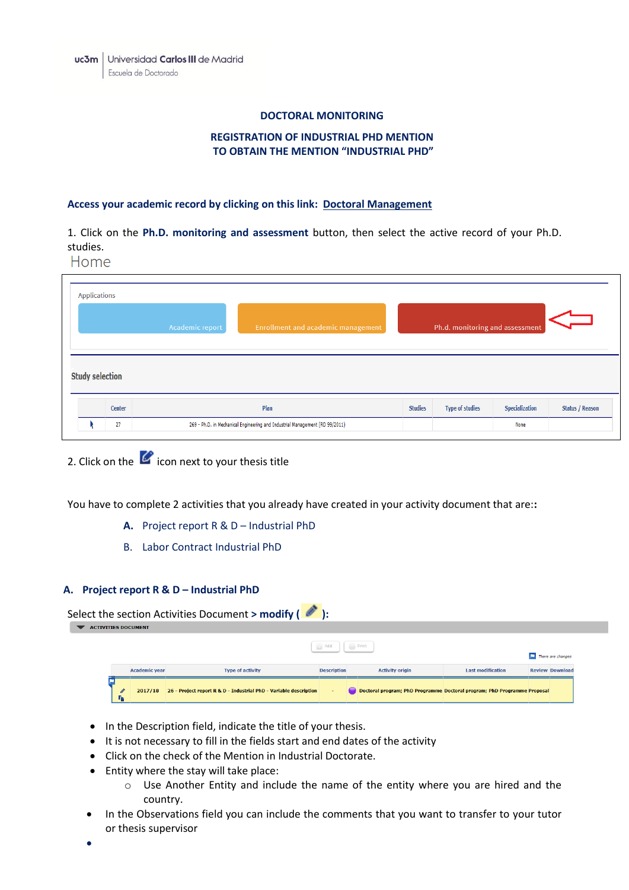uc3m | Universidad Carlos III de Madrid
Escuela de Doctorado

## DOCTORAL MONITORING

## REGISTRATION OF INDUSTRIAL PHD MENTION TO OBTAIN THE MENTION "INDUSTRIAL PHD"

**Access your academic record by clicking on this link: Doctoral Management**

1. Click on the **Ph.D. monitoring and assessment** button, then select the active record of your Ph.D. studies.

Home

Applications

Academic report | Enrollment and academic management | Ph.d. monitoring and assessment

Study selection

| | Center | Plan | Studies | Type of studies | Specialization | Status / Reason |
|---|---|---|---|---|---|---|
| | 27 | 269 - Ph.D. in Mechanical Engineering and Industrial Management (RD 99/2011) | | | None | |

2. Click on the icon next to your thesis title

You have to complete 2 activities that you already have created in your activity document that are::

- **A.** Project report R & D – Industrial PhD
- B. Labor Contract Industrial PhD

### A. Project report R & D – Industrial PhD

Select the section Activities Document **> modify ( ):**

ACTIVITIES DOCUMENT

Add | Print

There are changes

| | Academic year | Type of activity | Description | Activity origin | Last modification | Review | Download |
|---|---|---|---|---|---|---|---|
| | 2017/18 | 26 - Project report R & D - Industrial PhD - Variable description | - | Doctoral program; PhD Programme | Doctoral program; PhD Programme | Proposal | |

- In the Description field, indicate the title of your thesis.
- It is not necessary to fill in the fields start and end dates of the activity
- Click on the check of the Mention in Industrial Doctorate.
- Entity where the stay will take place:
  - Use Another Entity and include the name of the entity where you are hired and the country.
- In the Observations field you can include the comments that you want to transfer to your tutor or thesis supervisor
-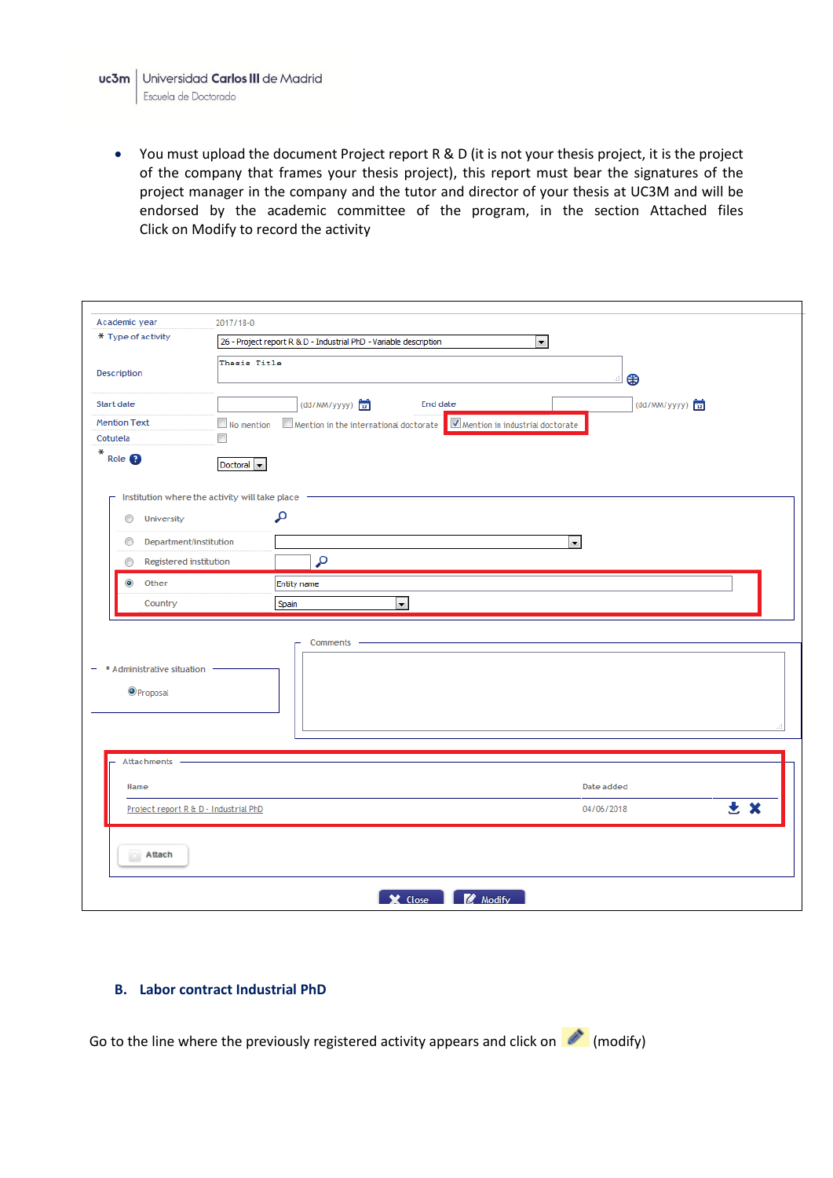- You must upload the document Project report R & D (it is not your thesis project, it is the project of the company that frames your thesis project), this report must bear the signatures of the project manager in the company and the tutor and director of your thesis at UC3M and will be endorsed by the academic committee of the program, in the section Attached files Click on Modify to record the activity

| | |
|---|---|
| Academic year | 2017/18-0 |
| * Type of activity | 26 - Project report R & D - Industrial PhD - Variable description |
| Description | Thesis Title |
| Start date | (dd/MM/yyyy) End date (dd/MM/yyyy) |
| Mention Text | No mention / Mention in the international doctorate / Mention in industrial doctorate |
| Cotutela | |
| * Role | Doctoral |

Institution where the activity will take place

| | |
|---|---|
| University | |
| Department/institution | |
| Registered institution | |
| Other | Entity name |
| Country | Spain |

* Administrative situation: Proposal

Comments

Attachments

| Name | Date added |
|---|---|
| Project report R & D - Industrial PhD | 04/06/2018 |

Attach

Close Modify

### B. Labor contract Industrial PhD

Go to the line where the previously registered activity appears and click on (modify)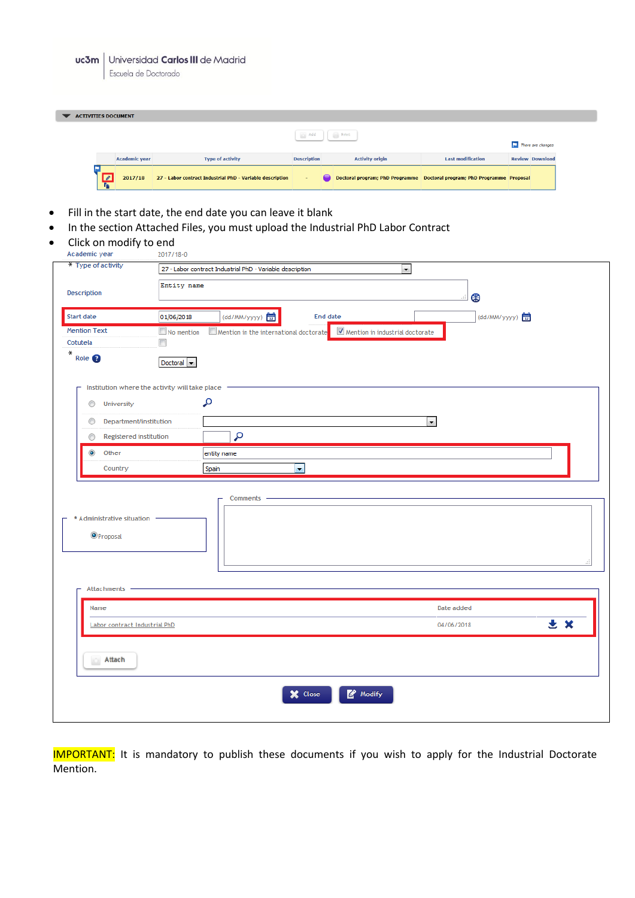uc3m Universidad Carlos III de Madrid
Escuela de Doctorado

ACTIVITIES DOCUMENT

| Academic year | Type of activity | Description | Activity origin | Last modification | Review | Download |
|---|---|---|---|---|---|---|
| 2017/18 | 27 - Labor contract Industrial PhD - Variable description | - | Doctoral program; PhD Programme | Doctoral program; PhD Programme | Proposal | |

- Fill in the start date, the end date you can leave it blank
- In the section Attached Files, you must upload the Industrial PhD Labor Contract
- Click on modify to end

Academic year 2017/18-0
* Type of activity: 27 - Labor contract Industrial PhD - Variable description
Description: Entity name
Start date: 01/06/2018 (dd/MM/yyyy) End date (dd/MM/yyyy)
Mention Text: No mention / Mention in the international doctorate / Mention in industrial doctorate
Cotutela
* Role: Doctoral

Institution where the activity will take place
- University
- Department/institution
- Registered institution
- Other: entity name
- Country: Spain

* Administrative situation: Proposal

Comments

Attachments

| Name | Date added |
|---|---|
| Labor contract Industrial PhD | 04/06/2018 |

Attach

Close Modify

IMPORTANT: It is mandatory to publish these documents if you wish to apply for the Industrial Doctorate Mention.